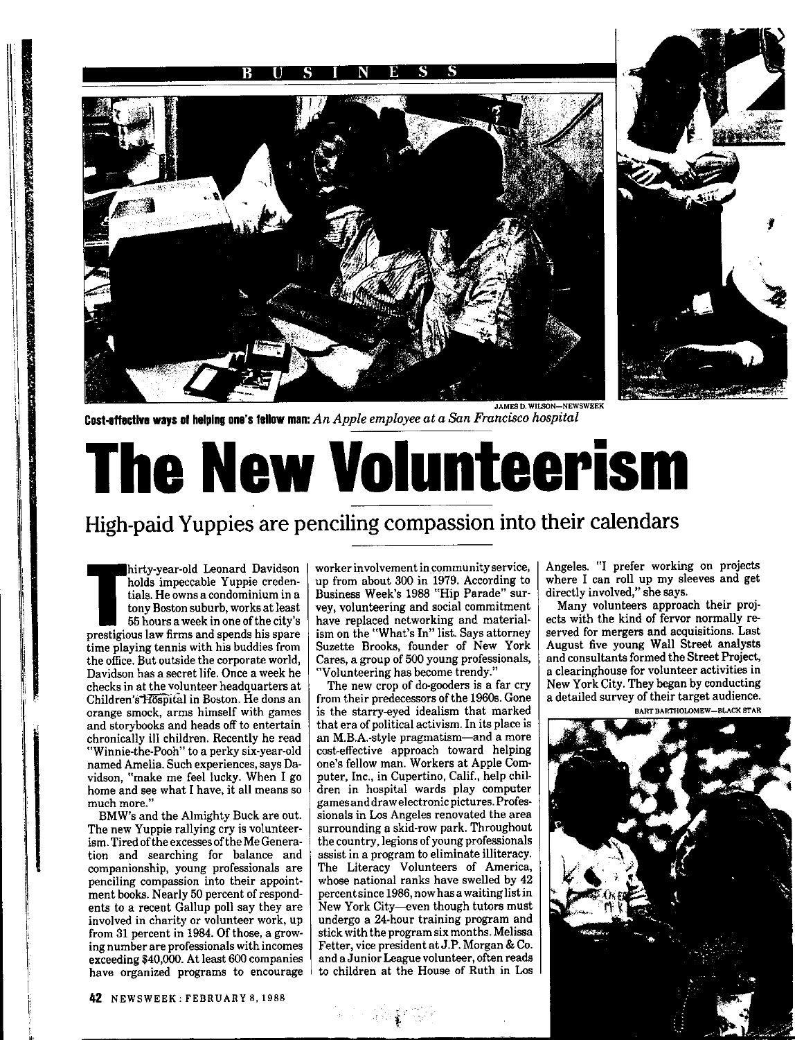BUSINESS

JAMES D. WILSON—NEWSWEEK

**Cost-effective ways of helping one's fellow man:** *An Apple employee at a San Francisco hospital*

# The New Volunteerism

## High-paid Yuppies are penciling compassion into their calendars

Thirty-year-old Leonard Davidson holds impeccable Yuppie credentials. He owns a condominium in a tony Boston suburb, works at least 55 hours a week in one of the city's prestigious law firms and spends his spare time playing tennis with his buddies from the office. But outside the corporate world, Davidson has a secret life. Once a week he checks in at the volunteer headquarters at Children's Hospital in Boston. He dons an orange smock, arms himself with games and storybooks and heads off to entertain chronically ill children. Recently he read "Winnie-the-Pooh" to a perky six-year-old named Amelia. Such experiences, says Davidson, "make me feel lucky. When I go home and see what I have, it all means so much more."

BMW's and the Almighty Buck are out. The new Yuppie rallying cry is volunteerism. Tired of the excesses of the Me Generation and searching for balance and companionship, young professionals are penciling compassion into their appointment books. Nearly 50 percent of respondents to a recent Gallup poll say they are involved in charity or volunteer work, up from 31 percent in 1984. Of those, a growing number are professionals with incomes exceeding $40,000. At least 600 companies have organized programs to encourage worker involvement in community service, up from about 300 in 1979. According to Business Week's 1988 "Hip Parade" survey, volunteering and social commitment have replaced networking and materialism on the "What's In" list. Says attorney Suzette Brooks, founder of New York Cares, a group of 500 young professionals, "Volunteering has become trendy."

The new crop of do-gooders is a far cry from their predecessors of the 1960s. Gone is the starry-eyed idealism that marked that era of political activism. In its place is an M.B.A.-style pragmatism—and a more cost-effective approach toward helping one's fellow man. Workers at Apple Computer, Inc., in Cupertino, Calif., help children in hospital wards play computer games and draw electronic pictures. Professionals in Los Angeles renovated the area surrounding a skid-row park. Throughout the country, legions of young professionals assist in a program to eliminate illiteracy. The Literacy Volunteers of America, whose national ranks have swelled by 42 percent since 1986, now has a waiting list in New York City—even though tutors must undergo a 24-hour training program and stick with the program six months. Melissa Fetter, vice president at J.P. Morgan & Co. and a Junior League volunteer, often reads to children at the House of Ruth in Los Angeles. "I prefer working on projects where I can roll up my sleeves and get directly involved," she says.

Many volunteers approach their projects with the kind of fervor normally reserved for mergers and acquisitions. Last August five young Wall Street analysts and consultants formed the Street Project, a clearinghouse for volunteer activities in New York City. They began by conducting a detailed survey of their target audience.

BART BARTHOLOMEW—BLACK STAR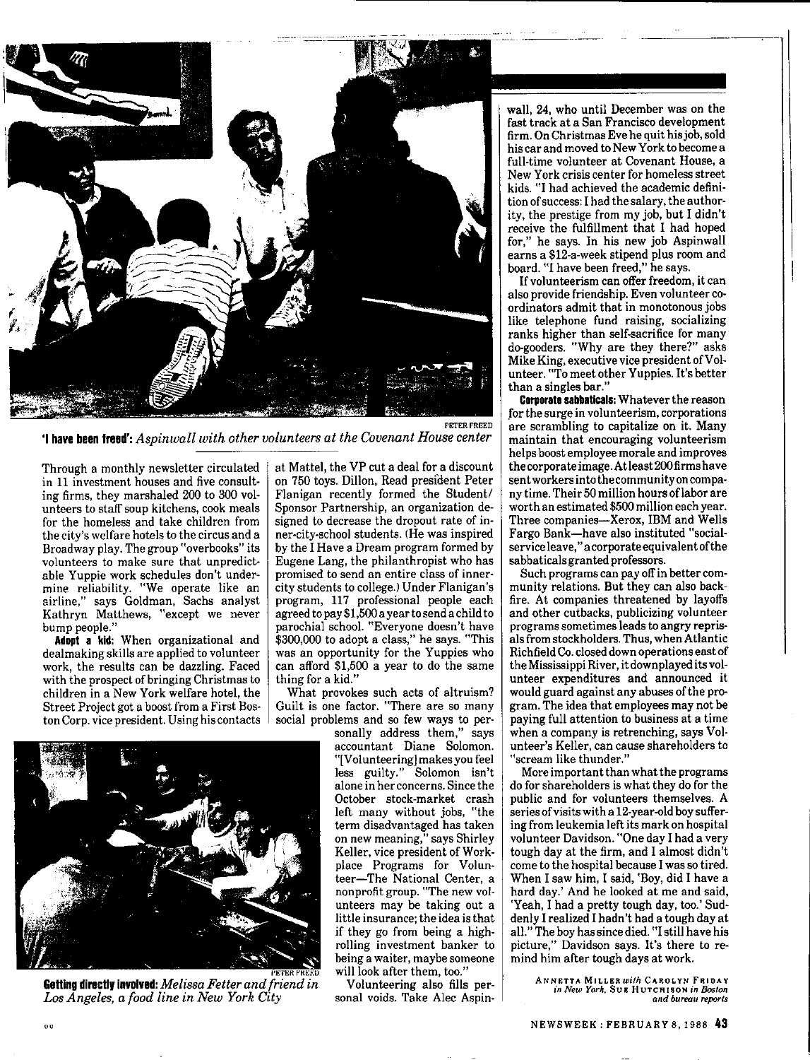PETER FREED

**'I have been freed':** *Aspinwall with other volunteers at the Covenant House center*

Through a monthly newsletter circulated in 11 investment houses and five consulting firms, they marshaled 200 to 300 volunteers to staff soup kitchens, cook meals for the homeless and take children from the city's welfare hotels to the circus and a Broadway play. The group "overbooks" its volunteers to make sure that unpredictable Yuppie work schedules don't undermine reliability. "We operate like an airline," says Goldman, Sachs analyst Kathryn Matthews, "except we never bump people."

**Adopt a kid:** When organizational and dealmaking skills are applied to volunteer work, the results can be dazzling. Faced with the prospect of bringing Christmas to children in a New York welfare hotel, the Street Project got a boost from a First Boston Corp. vice president. Using his contacts at Mattel, the VP cut a deal for a discount on 750 toys. Dillon, Read president Peter Flanigan recently formed the Student/Sponsor Partnership, an organization designed to decrease the dropout rate of inner-city-school students. (He was inspired by the I Have a Dream program formed by Eugene Lang, the philanthropist who has promised to send an entire class of inner-city students to college.) Under Flanigan's program, 117 professional people each agreed to pay $1,500 a year to send a child to parochial school. "Everyone doesn't have $300,000 to adopt a class," he says. "This was an opportunity for the Yuppies who can afford $1,500 a year to do the same thing for a kid."

What provokes such acts of altruism? Guilt is one factor. "There are so many social problems and so few ways to personally address them," says accountant Diane Solomon. "[Volunteering] makes you feel less guilty." Solomon isn't alone in her concerns. Since the October stock-market crash left many without jobs, "the term disadvantaged has taken on new meaning," says Shirley Keller, vice president of Workplace Programs for Volunteer—The National Center, a nonprofit group. "The new volunteers may be taking out a little insurance; the idea is that if they go from being a high-rolling investment banker to being a waiter, maybe someone will look after them, too."

PETER FREED

**Getting directly involved:** *Melissa Fetter and friend in Los Angeles, a food line in New York City*

Volunteering also fills personal voids. Take Alec Aspinwall, 24, who until December was on the fast track at a San Francisco development firm. On Christmas Eve he quit his job, sold his car and moved to New York to become a full-time volunteer at Covenant House, a New York crisis center for homeless street kids. "I had achieved the academic definition of success: I had the salary, the authority, the prestige from my job, but I didn't receive the fulfillment that I had hoped for," he says. In his new job Aspinwall earns a $12-a-week stipend plus room and board. "I have been freed," he says.

If volunteerism can offer freedom, it can also provide friendship. Even volunteer coordinators admit that in monotonous jobs like telephone fund raising, socializing ranks higher than self-sacrifice for many do-gooders. "Why are they there?" asks Mike King, executive vice president of Volunteer. "To meet other Yuppies. It's better than a singles bar."

**Corporate sabbaticals:** Whatever the reason for the surge in volunteerism, corporations are scrambling to capitalize on it. Many maintain that encouraging volunteerism helps boost employee morale and improves the corporate image. At least 200 firms have sent workers into the community on company time. Their 50 million hours of labor are worth an estimated $500 million each year. Three companies—Xerox, IBM and Wells Fargo Bank—have also instituted "social-service leave," a corporate equivalent of the sabbaticals granted professors.

Such programs can pay off in better community relations. But they can also backfire. At companies threatened by layoffs and other cutbacks, publicizing volunteer programs sometimes leads to angry reprisals from stockholders. Thus, when Atlantic Richfield Co. closed down operations east of the Mississippi River, it downplayed its volunteer expenditures and announced it would guard against any abuses of the program. The idea that employees may not be paying full attention to business at a time when a company is retrenching, says Volunteer's Keller, can cause shareholders to "scream like thunder."

More important than what the programs do for shareholders is what they do for the public and for volunteers themselves. A series of visits with a 12-year-old boy suffering from leukemia left its mark on hospital volunteer Davidson. "One day I had a very tough day at the firm, and I almost didn't come to the hospital because I was so tired. When I saw him, I said, 'Boy, did I have a hard day.' And he looked at me and said, 'Yeah, I had a pretty tough day, too.' Suddenly I realized I hadn't had a tough day at all." The boy has since died. "I still have his picture," Davidson says. It's there to remind him after tough days at work.

ANNETTA MILLER *with* CAROLYN FRIDAY *in New York,* SUE HUTCHISON *in Boston and bureau reports*